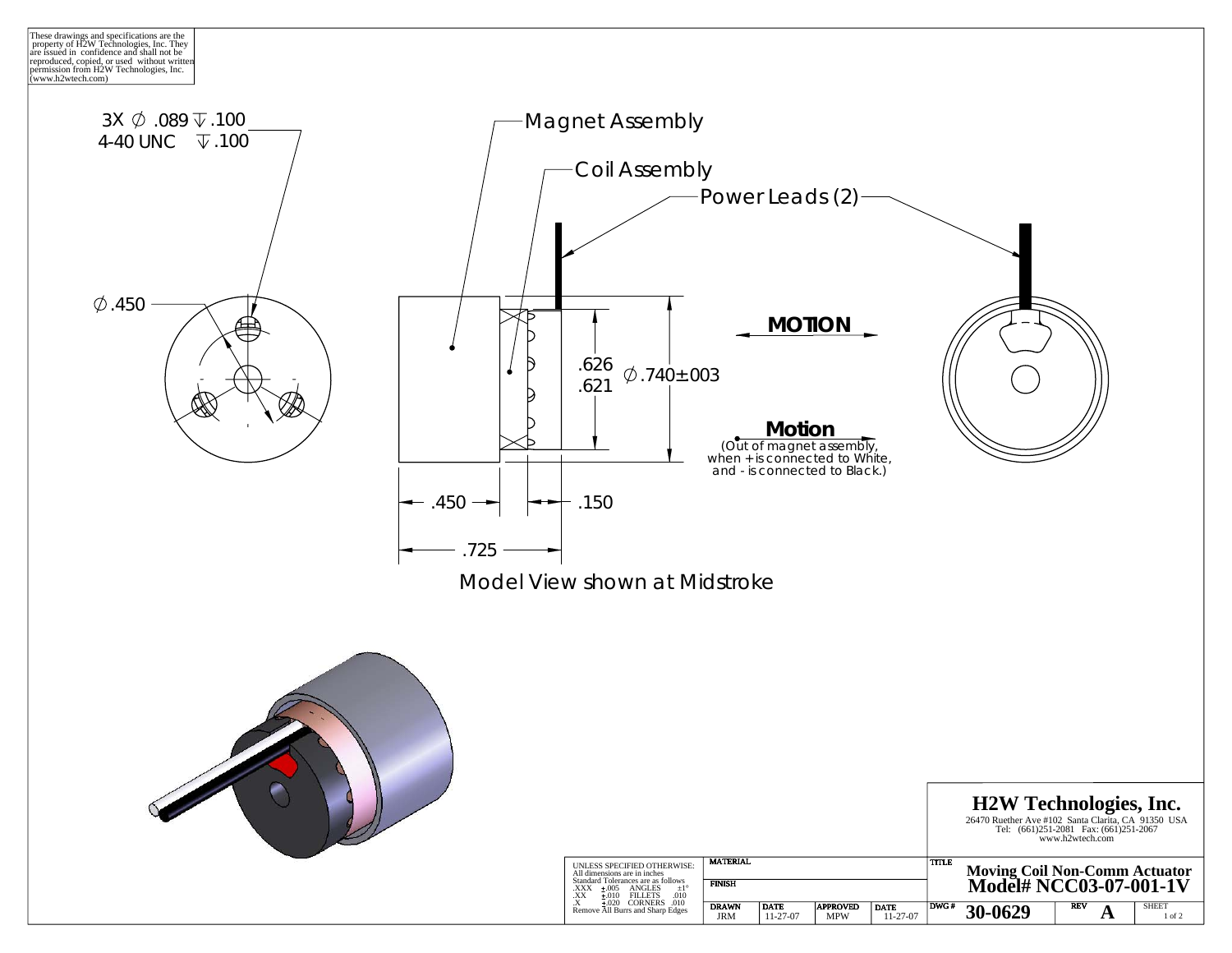These drawings and specifications are the property of H2W Technologies, Inc. They are issued in confidence and shall not be reproduced, copied, or used without written permission from H2W Technologies, Inc. (www.h2wtech.com)

3X ∅ .089 ↧ .100
4-40 UNC ↧ .100

∅.450

Magnet Assembly

Coil Assembly

Power Leads (2)

.626
.621

∅.740±.003

**MOTION**

**Motion**
(Out of magnet assembly, when + is connected to White, and - is connected to Black.)

.450

.150

.725

Model View shown at Midstroke

## H2W Technologies, Inc.

26470 Ruether Ave #102 Santa Clarita, CA 91350 USA
Tel: (661)251-2081 Fax: (661)251-2067
www.h2wtech.com

UNLESS SPECIFIED OTHERWISE:
All dimensions are in inches
Standard Tolerances are as follows

| | | | |
|---|---|---|---|
| .XXX | ±.005 | ANGLES | ±1° |
| .XX | ±.010 | FILLETS | .010 |
| .X | ±.020 | CORNERS | .010 |

Remove All Burrs and Sharp Edges

| MATERIAL | | | |
|---|---|---|---|
| **FINISH** | | | |
| **DRAWN** | **DATE** | **APPROVED** | **DATE** |
| JRM | 11-27-07 | MPW | 11-27-07 |

TITLE
**Moving Coil Non-Comm Actuator**
**Model# NCC03-07-001-1V**

| DWG # | REV | SHEET |
|---|---|---|
| **30-0629** | **A** | 1 of 2 |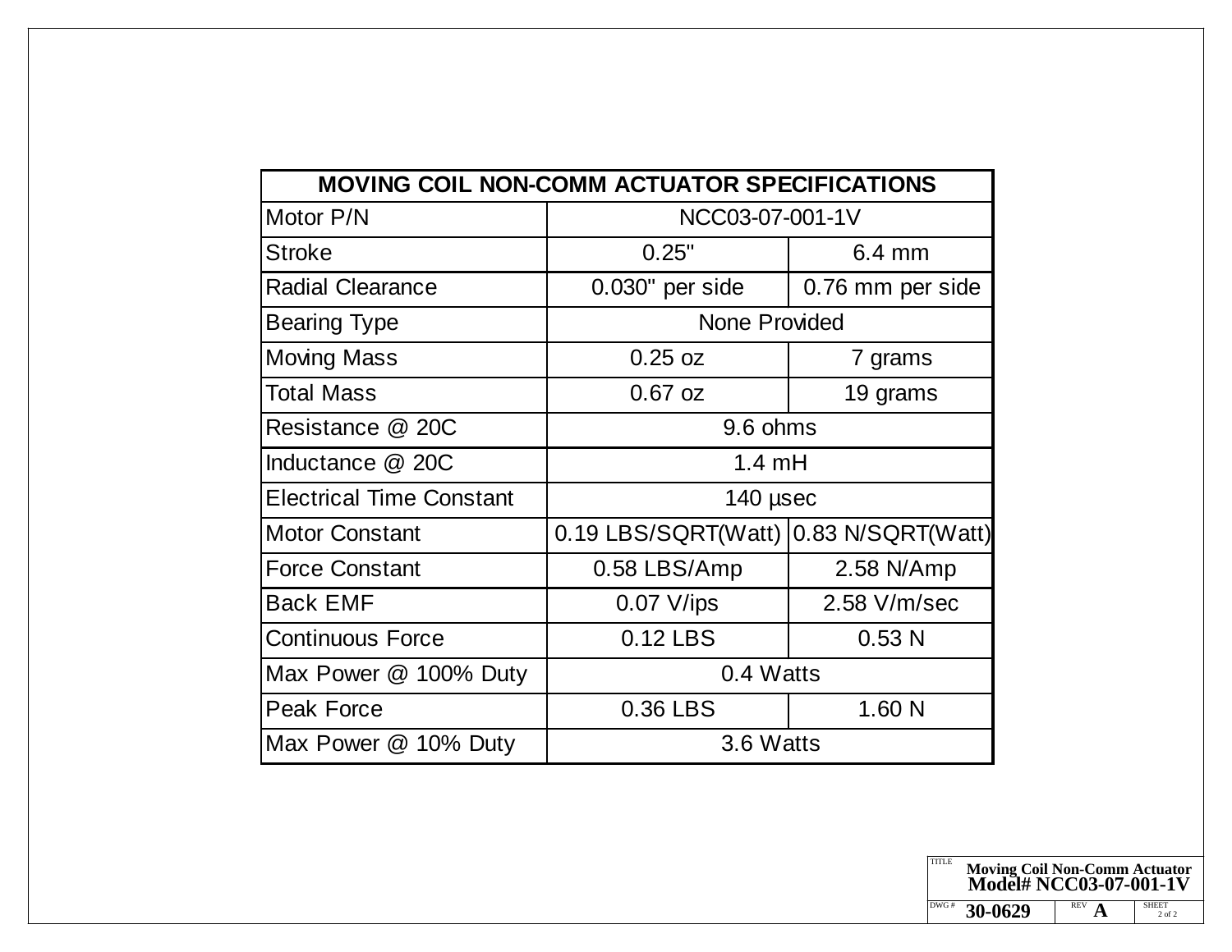| MOVING COIL NON-COMM ACTUATOR SPECIFICATIONS | | |
|---|---|---|
| Motor P/N | NCC03-07-001-1V | |
| Stroke | 0.25" | 6.4 mm |
| Radial Clearance | 0.030" per side | 0.76 mm per side |
| Bearing Type | None Provided | |
| Moving Mass | 0.25 oz | 7 grams |
| Total Mass | 0.67 oz | 19 grams |
| Resistance @ 20C | 9.6 ohms | |
| Inductance @ 20C | 1.4 mH | |
| Electrical Time Constant | 140 µsec | |
| Motor Constant | 0.19 LBS/SQRT(Watt) | 0.83 N/SQRT(Watt) |
| Force Constant | 0.58 LBS/Amp | 2.58 N/Amp |
| Back EMF | 0.07 V/ips | 2.58 V/m/sec |
| Continuous Force | 0.12 LBS | 0.53 N |
| Max Power @ 100% Duty | 0.4 Watts | |
| Peak Force | 0.36 LBS | 1.60 N |
| Max Power @ 10% Duty | 3.6 Watts | |

| | | | |
|---|---|---|---|
| TITLE | Moving Coil Non-Comm Actuator Model# NCC03-07-001-1V | | |
| DWG # 30-0629 | REV A | SHEET 2 of 2 | |